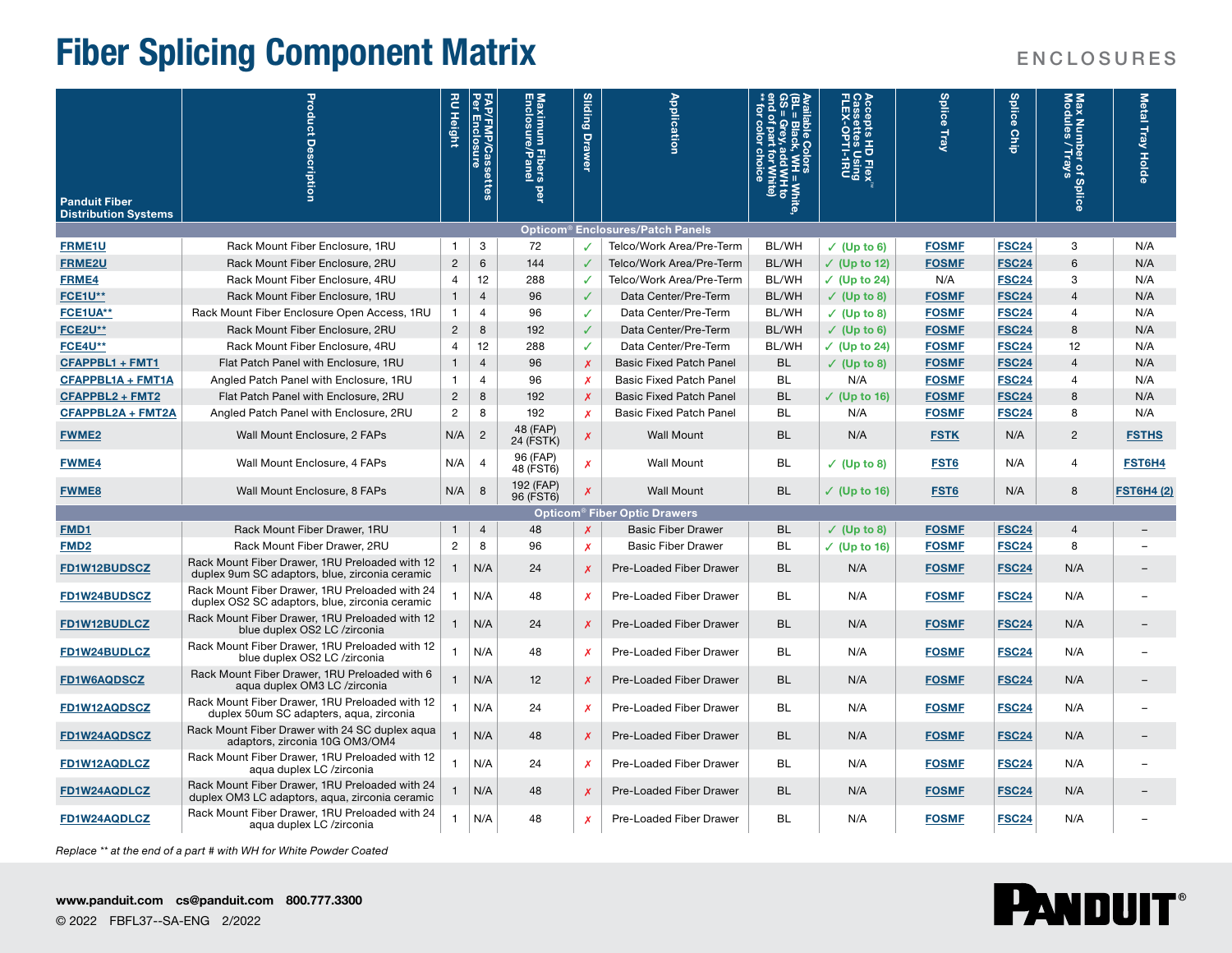# Fiber Splicing Component Matrix

ENCLOSURES

| Panduit Fiber Distribution Systems | Product Description | RU Height | FAP/FMP/Cassettes Per Enclosure | Maximum Fibers per Enclosure/Panel | Sliding Drawer | Application | Available Colors (BL = Black, WH = White, GS = Grey add WH to end of part for White) ** for color choice | Accepts HD Flex™ Cassettes Using FLEX-OPTI-1RU | Splice Tray | Splice Chip | Max Number of Splice Modules / Trays | Metal Tray Holde |
|---|---|---|---|---|---|---|---|---|---|---|---|---|
| **Opticom® Enclosures/Patch Panels** | | | | | | | | | | | | |
| FRME1U | Rack Mount Fiber Enclosure, 1RU | 1 | 3 | 72 | ✓ | Telco/Work Area/Pre-Term | BL/WH | ✓ (Up to 6) | FOSMF | FSC24 | 3 | N/A |
| FRME2U | Rack Mount Fiber Enclosure, 2RU | 2 | 6 | 144 | ✓ | Telco/Work Area/Pre-Term | BL/WH | ✓ (Up to 12) | FOSMF | FSC24 | 6 | N/A |
| FRME4 | Rack Mount Fiber Enclosure, 4RU | 4 | 12 | 288 | ✓ | Telco/Work Area/Pre-Term | BL/WH | ✓ (Up to 24) | N/A | FSC24 | 3 | N/A |
| FCE1U** | Rack Mount Fiber Enclosure, 1RU | 1 | 4 | 96 | ✓ | Data Center/Pre-Term | BL/WH | ✓ (Up to 8) | FOSMF | FSC24 | 4 | N/A |
| FCE1UA** | Rack Mount Fiber Enclosure Open Access, 1RU | 1 | 4 | 96 | ✓ | Data Center/Pre-Term | BL/WH | ✓ (Up to 8) | FOSMF | FSC24 | 4 | N/A |
| FCE2U** | Rack Mount Fiber Enclosure, 2RU | 2 | 8 | 192 | ✓ | Data Center/Pre-Term | BL/WH | ✓ (Up to 6) | FOSMF | FSC24 | 8 | N/A |
| FCE4U** | Rack Mount Fiber Enclosure, 4RU | 4 | 12 | 288 | ✓ | Data Center/Pre-Term | BL/WH | ✓ (Up to 24) | FOSMF | FSC24 | 12 | N/A |
| CFAPPBL1 + FMT1 | Flat Patch Panel with Enclosure, 1RU | 1 | 4 | 96 | ✗ | Basic Fixed Patch Panel | BL | ✓ (Up to 8) | FOSMF | FSC24 | 4 | N/A |
| CFAPPBL1A + FMT1A | Angled Patch Panel with Enclosure, 1RU | 1 | 4 | 96 | ✗ | Basic Fixed Patch Panel | BL | N/A | FOSMF | FSC24 | 4 | N/A |
| CFAPPBL2 + FMT2 | Flat Patch Panel with Enclosure, 2RU | 2 | 8 | 192 | ✗ | Basic Fixed Patch Panel | BL | ✓ (Up to 16) | FOSMF | FSC24 | 8 | N/A |
| CFAPPBL2A + FMT2A | Angled Patch Panel with Enclosure, 2RU | 2 | 8 | 192 | ✗ | Basic Fixed Patch Panel | BL | N/A | FOSMF | FSC24 | 8 | N/A |
| FWME2 | Wall Mount Enclosure, 2 FAPs | N/A | 2 | 48 (FAP) 24 (FSTK) | ✗ | Wall Mount | BL | N/A | FSTK | N/A | 2 | FSTHS |
| FWME4 | Wall Mount Enclosure, 4 FAPs | N/A | 4 | 96 (FAP) 48 (FST6) | ✗ | Wall Mount | BL | ✓ (Up to 8) | FST6 | N/A | 4 | FST6H4 |
| FWME8 | Wall Mount Enclosure, 8 FAPs | N/A | 8 | 192 (FAP) 96 (FST6) | ✗ | Wall Mount | BL | ✓ (Up to 16) | FST6 | N/A | 8 | FST6H4 (2) |
| **Opticom® Fiber Optic Drawers** | | | | | | | | | | | | |
| FMD1 | Rack Mount Fiber Drawer, 1RU | 1 | 4 | 48 | ✗ | Basic Fiber Drawer | BL | ✓ (Up to 8) | FOSMF | FSC24 | 4 | – |
| FMD2 | Rack Mount Fiber Drawer, 2RU | 2 | 8 | 96 | ✗ | Basic Fiber Drawer | BL | ✓ (Up to 16) | FOSMF | FSC24 | 8 | – |
| FD1W12BUDSCZ | Rack Mount Fiber Drawer, 1RU Preloaded with 12 duplex 9um SC adaptors, blue, zirconia ceramic | 1 | N/A | 24 | ✗ | Pre-Loaded Fiber Drawer | BL | N/A | FOSMF | FSC24 | N/A | – |
| FD1W24BUDSCZ | Rack Mount Fiber Drawer, 1RU Preloaded with 24 duplex OS2 SC adaptors, blue, zirconia ceramic | 1 | N/A | 48 | ✗ | Pre-Loaded Fiber Drawer | BL | N/A | FOSMF | FSC24 | N/A | – |
| FD1W12BUDLCZ | Rack Mount Fiber Drawer, 1RU Preloaded with 12 blue duplex OS2 LC /zirconia | 1 | N/A | 24 | ✗ | Pre-Loaded Fiber Drawer | BL | N/A | FOSMF | FSC24 | N/A | – |
| FD1W24BUDLCZ | Rack Mount Fiber Drawer, 1RU Preloaded with 12 blue duplex OS2 LC /zirconia | 1 | N/A | 48 | ✗ | Pre-Loaded Fiber Drawer | BL | N/A | FOSMF | FSC24 | N/A | – |
| FD1W6AQDSCZ | Rack Mount Fiber Drawer, 1RU Preloaded with 6 aqua duplex OM3 LC /zirconia | 1 | N/A | 12 | ✗ | Pre-Loaded Fiber Drawer | BL | N/A | FOSMF | FSC24 | N/A | – |
| FD1W12AQDSCZ | Rack Mount Fiber Drawer, 1RU Preloaded with 12 duplex 50um SC adapters, aqua, zirconia | 1 | N/A | 24 | ✗ | Pre-Loaded Fiber Drawer | BL | N/A | FOSMF | FSC24 | N/A | – |
| FD1W24AQDSCZ | Rack Mount Fiber Drawer with 24 SC duplex aqua adaptors, zirconia 10G OM3/OM4 | 1 | N/A | 48 | ✗ | Pre-Loaded Fiber Drawer | BL | N/A | FOSMF | FSC24 | N/A | – |
| FD1W12AQDLCZ | Rack Mount Fiber Drawer, 1RU Preloaded with 12 aqua duplex LC /zirconia | 1 | N/A | 24 | ✗ | Pre-Loaded Fiber Drawer | BL | N/A | FOSMF | FSC24 | N/A | – |
| FD1W24AQDLCZ | Rack Mount Fiber Drawer, 1RU Preloaded with 24 duplex OM3 LC adaptors, aqua, zirconia ceramic | 1 | N/A | 48 | ✗ | Pre-Loaded Fiber Drawer | BL | N/A | FOSMF | FSC24 | N/A | – |
| FD1W24AQDLCZ | Rack Mount Fiber Drawer, 1RU Preloaded with 24 aqua duplex LC /zirconia | 1 | N/A | 48 | ✗ | Pre-Loaded Fiber Drawer | BL | N/A | FOSMF | FSC24 | N/A | – |

*Replace ** at the end of a part # with WH for White Powder Coated*

**www.panduit.com cs@panduit.com 800.777.3300**

© 2022 FBFL37--SA-ENG 2/2022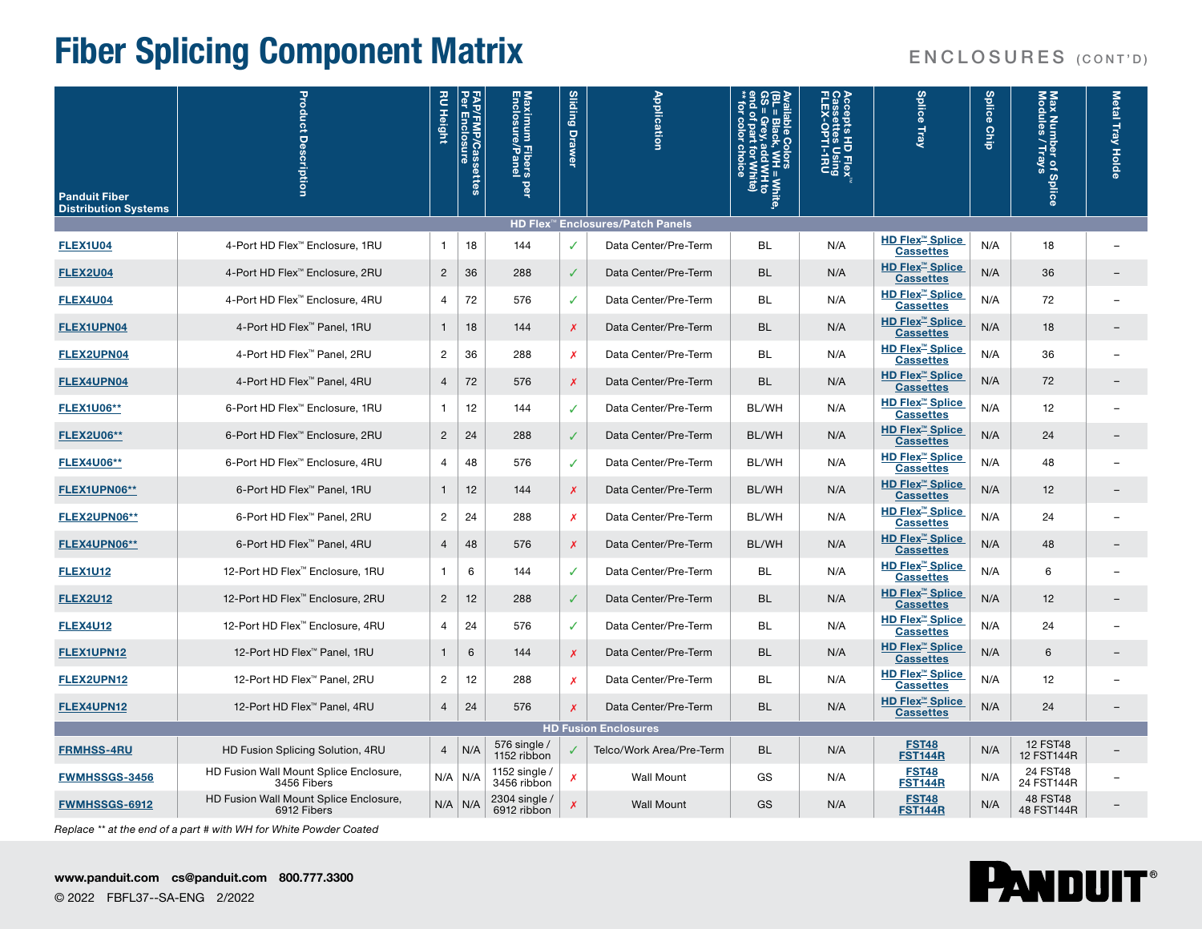# Fiber Splicing Component Matrix

ENCLOSURES (CONT'D)

| Panduit Fiber Distribution Systems | Product Description | RU Height | FAP/FMP/Cassettes Per Enclosure | Maximum Fibers per Enclosure/Panel | Sliding Drawer | Application | Available Colors (BL = Black, WH = White, GS = Grey add WH to end of part for White) ** for color choice | Accepts HD Flex™ Cassettes Using FLEX-OPTI-1RU | Splice Tray | Splice Chip | Max Number of Splice Modules / Trays | Metal Tray Holde |
|---|---|---|---|---|---|---|---|---|---|---|---|---|
| **HD Flex™ Enclosures/Patch Panels** | | | | | | | | | | | | |
| **FLEX1U04** | 4-Port HD Flex™ Enclosure, 1RU | 1 | 18 | 144 | ✓ | Data Center/Pre-Term | BL | N/A | HD Flex™ Splice Cassettes | N/A | 18 | – |
| **FLEX2U04** | 4-Port HD Flex™ Enclosure, 2RU | 2 | 36 | 288 | ✓ | Data Center/Pre-Term | BL | N/A | HD Flex™ Splice Cassettes | N/A | 36 | – |
| **FLEX4U04** | 4-Port HD Flex™ Enclosure, 4RU | 4 | 72 | 576 | ✓ | Data Center/Pre-Term | BL | N/A | HD Flex™ Splice Cassettes | N/A | 72 | – |
| **FLEX1UPN04** | 4-Port HD Flex™ Panel, 1RU | 1 | 18 | 144 | ✗ | Data Center/Pre-Term | BL | N/A | HD Flex™ Splice Cassettes | N/A | 18 | – |
| **FLEX2UPN04** | 4-Port HD Flex™ Panel, 2RU | 2 | 36 | 288 | ✗ | Data Center/Pre-Term | BL | N/A | HD Flex™ Splice Cassettes | N/A | 36 | – |
| **FLEX4UPN04** | 4-Port HD Flex™ Panel, 4RU | 4 | 72 | 576 | ✗ | Data Center/Pre-Term | BL | N/A | HD Flex™ Splice Cassettes | N/A | 72 | – |
| **FLEX1U06**** | 6-Port HD Flex™ Enclosure, 1RU | 1 | 12 | 144 | ✓ | Data Center/Pre-Term | BL/WH | N/A | HD Flex™ Splice Cassettes | N/A | 12 | – |
| **FLEX2U06**** | 6-Port HD Flex™ Enclosure, 2RU | 2 | 24 | 288 | ✓ | Data Center/Pre-Term | BL/WH | N/A | HD Flex™ Splice Cassettes | N/A | 24 | – |
| **FLEX4U06**** | 6-Port HD Flex™ Enclosure, 4RU | 4 | 48 | 576 | ✓ | Data Center/Pre-Term | BL/WH | N/A | HD Flex™ Splice Cassettes | N/A | 48 | – |
| **FLEX1UPN06**** | 6-Port HD Flex™ Panel, 1RU | 1 | 12 | 144 | ✗ | Data Center/Pre-Term | BL/WH | N/A | HD Flex™ Splice Cassettes | N/A | 12 | – |
| **FLEX2UPN06**** | 6-Port HD Flex™ Panel, 2RU | 2 | 24 | 288 | ✗ | Data Center/Pre-Term | BL/WH | N/A | HD Flex™ Splice Cassettes | N/A | 24 | – |
| **FLEX4UPN06**** | 6-Port HD Flex™ Panel, 4RU | 4 | 48 | 576 | ✗ | Data Center/Pre-Term | BL/WH | N/A | HD Flex™ Splice Cassettes | N/A | 48 | – |
| **FLEX1U12** | 12-Port HD Flex™ Enclosure, 1RU | 1 | 6 | 144 | ✓ | Data Center/Pre-Term | BL | N/A | HD Flex™ Splice Cassettes | N/A | 6 | – |
| **FLEX2U12** | 12-Port HD Flex™ Enclosure, 2RU | 2 | 12 | 288 | ✓ | Data Center/Pre-Term | BL | N/A | HD Flex™ Splice Cassettes | N/A | 12 | – |
| **FLEX4U12** | 12-Port HD Flex™ Enclosure, 4RU | 4 | 24 | 576 | ✓ | Data Center/Pre-Term | BL | N/A | HD Flex™ Splice Cassettes | N/A | 24 | – |
| **FLEX1UPN12** | 12-Port HD Flex™ Panel, 1RU | 1 | 6 | 144 | ✗ | Data Center/Pre-Term | BL | N/A | HD Flex™ Splice Cassettes | N/A | 6 | – |
| **FLEX2UPN12** | 12-Port HD Flex™ Panel, 2RU | 2 | 12 | 288 | ✗ | Data Center/Pre-Term | BL | N/A | HD Flex™ Splice Cassettes | N/A | 12 | – |
| **FLEX4UPN12** | 12-Port HD Flex™ Panel, 4RU | 4 | 24 | 576 | ✗ | Data Center/Pre-Term | BL | N/A | HD Flex™ Splice Cassettes | N/A | 24 | – |
| **HD Fusion Enclosures** | | | | | | | | | | | | |
| **FRMHSS-4RU** | HD Fusion Splicing Solution, 4RU | 4 | N/A | 576 single / 1152 ribbon | ✓ | Telco/Work Area/Pre-Term | BL | N/A | FST48 FST144R | N/A | 12 FST48 12 FST144R | – |
| **FWMHSSGS-3456** | HD Fusion Wall Mount Splice Enclosure, 3456 Fibers | N/A | N/A | 1152 single / 3456 ribbon | ✗ | Wall Mount | GS | N/A | FST48 FST144R | N/A | 24 FST48 24 FST144R | – |
| **FWMHSSGS-6912** | HD Fusion Wall Mount Splice Enclosure, 6912 Fibers | N/A | N/A | 2304 single / 6912 ribbon | ✗ | Wall Mount | GS | N/A | FST48 FST144R | N/A | 48 FST48 48 FST144R | – |

*Replace ** at the end of a part # with WH for White Powder Coated*

**www.panduit.com cs@panduit.com 800.777.3300**

© 2022 FBFL37--SA-ENG 2/2022

PANDUIT®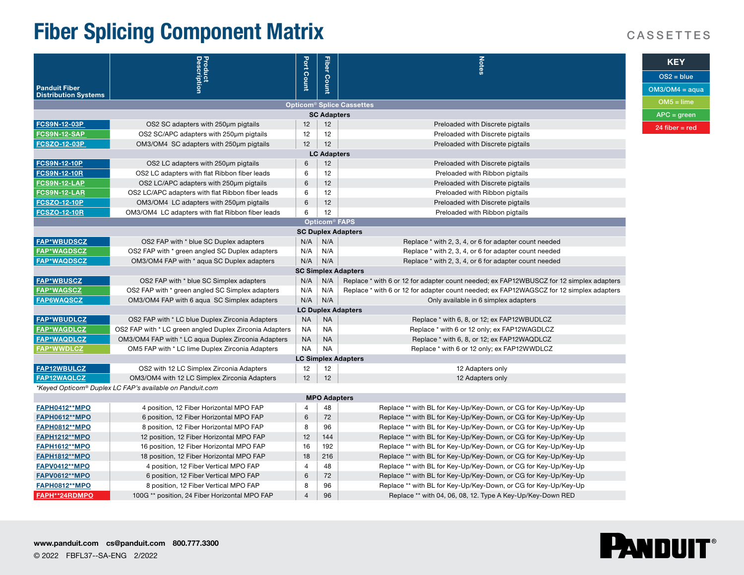# Fiber Splicing Component Matrix

CASSETTES

| KEY |
|---|
| OS2 = blue |
| OM3/OM4 = aqua |
| OM5 = lime |
| APC = green |
| 24 fiber = red |

| Panduit Fiber Distribution Systems | Product Description | Port Count | Fiber Count | Notes |
|---|---|---|---|---|
| **Opticom® Splice Cassettes** | | | | |
| **SC Adapters** | | | | |
| FCS9N-12-03P | OS2 SC adapters with 250µm pigtails | 12 | 12 | Preloaded with Discrete pigtails |
| FCS9N-12-SAP | OS2 SC/APC adapters with 250µm pigtails | 12 | 12 | Preloaded with Discrete pigtails |
| FCSZO-12-03P | OM3/OM4 SC adapters with 250µm pigtails | 12 | 12 | Preloaded with Discrete pigtails |
| **LC Adapters** | | | | |
| FCS9N-12-10P | OS2 LC adapters with 250µm pigtails | 6 | 12 | Preloaded with Discrete pigtails |
| FCS9N-12-10R | OS2 LC adapters with flat Ribbon fiber leads | 6 | 12 | Preloaded with Ribbon pigtails |
| FCS9N-12-LAP | OS2 LC/APC adapters with 250µm pigtails | 6 | 12 | Preloaded with Discrete pigtails |
| FCS9N-12-LAR | OS2 LC/APC adapters with flat Ribbon fiber leads | 6 | 12 | Preloaded with Ribbon pigtails |
| FCSZO-12-10P | OM3/OM4 LC adapters with 250µm pigtails | 6 | 12 | Preloaded with Discrete pigtails |
| FCSZO-12-10R | OM3/OM4 LC adapters with flat Ribbon fiber leads | 6 | 12 | Preloaded with Ribbon pigtails |
| **Opticom® FAPS** | | | | |
| **SC Duplex Adapters** | | | | |
| FAP*WBUDSCZ | OS2 FAP with * blue SC Duplex adapters | N/A | N/A | Replace * with 2, 3, 4, or 6 for adapter count needed |
| FAP*WAGDSCZ | OS2 FAP with * green angled SC Duplex adapters | N/A | N/A | Replace * with 2, 3, 4, or 6 for adapter count needed |
| FAP*WAQDSCZ | OM3/OM4 FAP with * aqua SC Duplex adapters | N/A | N/A | Replace * with 2, 3, 4, or 6 for adapter count needed |
| **SC Simplex Adapters** | | | | |
| FAP*WBUSCZ | OS2 FAP with * blue SC Simplex adapters | N/A | N/A | Replace * with 6 or 12 for adapter count needed; ex FAP12WBUSCZ for 12 simplex adapters |
| FAP*WAGSCZ | OS2 FAP with * green angled SC Simplex adapters | N/A | N/A | Replace * with 6 or 12 for adapter count needed; ex FAP12WAGSCZ for 12 simplex adapters |
| FAP6WAQSCZ | OM3/OM4 FAP with 6 aqua SC Simplex adapters | N/A | N/A | Only available in 6 simplex adapters |
| **LC Duplex Adapters** | | | | |
| FAP*WBUDLCZ | OS2 FAP with * LC blue Duplex Zirconia Adapters | NA | NA | Replace * with 6, 8, or 12; ex FAP12WBUDLCZ |
| FAP*WAGDLCZ | OS2 FAP with * LC green angled Duplex Zirconia Adapters | NA | NA | Replace * with 6 or 12 only; ex FAP12WAGDLCZ |
| FAP*WAQDLCZ | OM3/OM4 FAP with * LC aqua Duplex Zirconia Adapters | NA | NA | Replace * with 6, 8, or 12; ex FAP12WAQDLCZ |
| FAP*WWDLCZ | OM5 FAP with * LC lime Duplex Zirconia Adapters | NA | NA | Replace * with 6 or 12 only; ex FAP12WWDLCZ |
| **LC Simplex Adapters** | | | | |
| FAP12WBULCZ | OS2 with 12 LC Simplex Zirconia Adapters | 12 | 12 | 12 Adapters only |
| FAP12WAQLCZ | OM3/OM4 with 12 LC Simplex Zirconia Adapters | 12 | 12 | 12 Adapters only |
| *\*Keyed Opticom® Duplex LC FAP's available on Panduit.com* | | | | |
| **MPO Adapters** | | | | |
| FAPH0412**MPO | 4 position, 12 Fiber Horizontal MPO FAP | 4 | 48 | Replace ** with BL for Key-Up/Key-Down, or CG for Key-Up/Key-Up |
| FAPH0612**MPO | 6 position, 12 Fiber Horizontal MPO FAP | 6 | 72 | Replace ** with BL for Key-Up/Key-Down, or CG for Key-Up/Key-Up |
| FAPH0812**MPO | 8 position, 12 Fiber Horizontal MPO FAP | 8 | 96 | Replace ** with BL for Key-Up/Key-Down, or CG for Key-Up/Key-Up |
| FAPH1212**MPO | 12 position, 12 Fiber Horizontal MPO FAP | 12 | 144 | Replace ** with BL for Key-Up/Key-Down, or CG for Key-Up/Key-Up |
| FAPH1612**MPO | 16 position, 12 Fiber Horizontal MPO FAP | 16 | 192 | Replace ** with BL for Key-Up/Key-Down, or CG for Key-Up/Key-Up |
| FAPH1812**MPO | 18 position, 12 Fiber Horizontal MPO FAP | 18 | 216 | Replace ** with BL for Key-Up/Key-Down, or CG for Key-Up/Key-Up |
| FAPV0412**MPO | 4 position, 12 Fiber Vertical MPO FAP | 4 | 48 | Replace ** with BL for Key-Up/Key-Down, or CG for Key-Up/Key-Up |
| FAPV0612**MPO | 6 position, 12 Fiber Vertical MPO FAP | 6 | 72 | Replace ** with BL for Key-Up/Key-Down, or CG for Key-Up/Key-Up |
| FAPH0812**MPO | 8 position, 12 Fiber Vertical MPO FAP | 8 | 96 | Replace ** with BL for Key-Up/Key-Down, or CG for Key-Up/Key-Up |
| FAPH**24RDMPO | 100G ** position, 24 Fiber Horizontal MPO FAP | 4 | 96 | Replace ** with 04, 06, 08, 12. Type A Key-Up/Key-Down RED |

**www.panduit.com cs@panduit.com 800.777.3300**

© 2022 FBFL37--SA-ENG 2/2022

PANDUIT®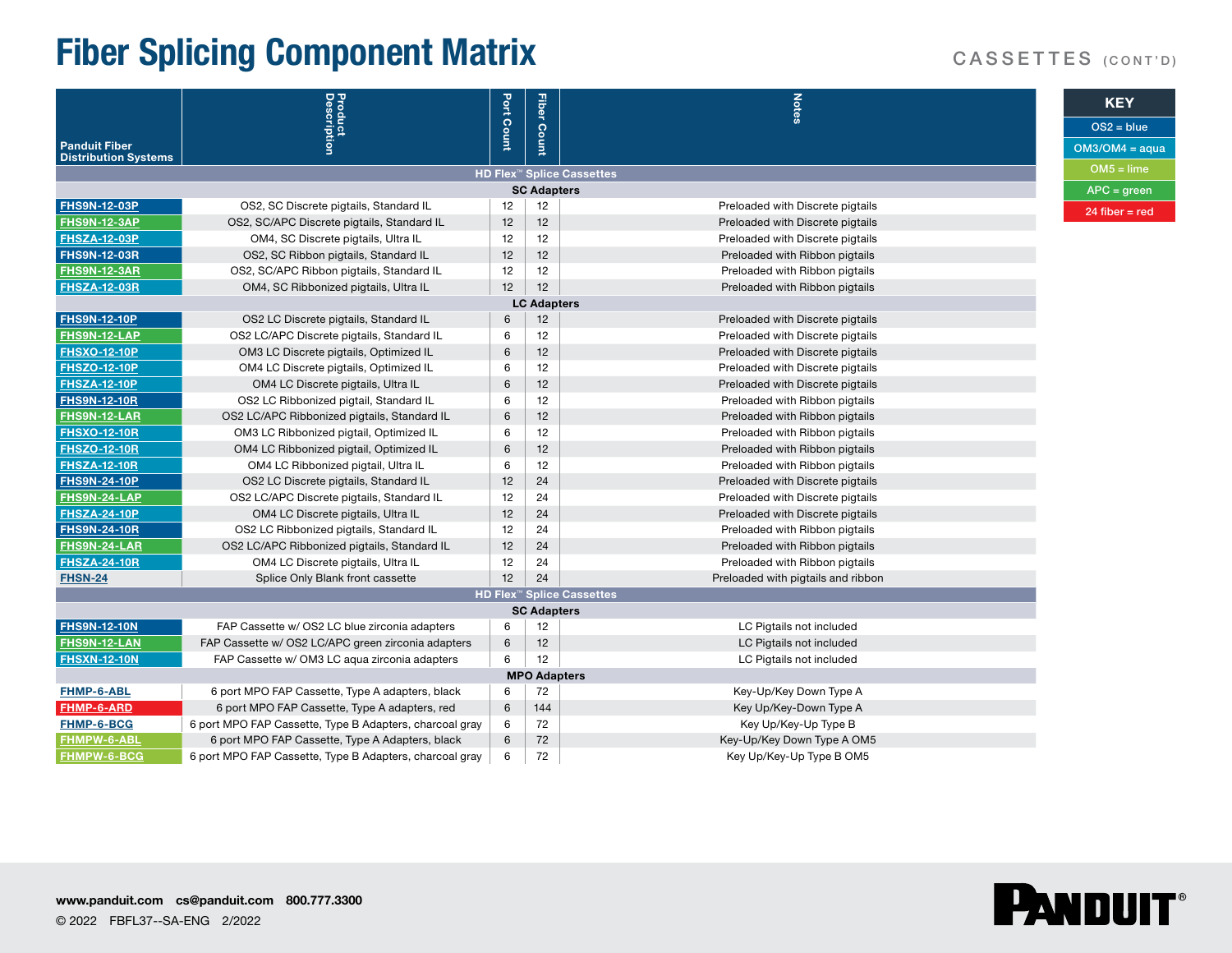# Fiber Splicing Component Matrix

CASSETTES (CONT'D)

| Panduit Fiber Distribution Systems | Product Description | Port Count | Fiber Count | Notes |
|---|---|---|---|---|
| **HD Flex™ Splice Cassettes** | | | | |
| **SC Adapters** | | | | |
| FHS9N-12-03P | OS2, SC Discrete pigtails, Standard IL | 12 | 12 | Preloaded with Discrete pigtails |
| FHS9N-12-3AP | OS2, SC/APC Discrete pigtails, Standard IL | 12 | 12 | Preloaded with Discrete pigtails |
| FHSZA-12-03P | OM4, SC Discrete pigtails, Ultra IL | 12 | 12 | Preloaded with Discrete pigtails |
| FHS9N-12-03R | OS2, SC Ribbon pigtails, Standard IL | 12 | 12 | Preloaded with Ribbon pigtails |
| FHS9N-12-3AR | OS2, SC/APC Ribbon pigtails, Standard IL | 12 | 12 | Preloaded with Ribbon pigtails |
| FHSZA-12-03R | OM4, SC Ribbonized pigtails, Ultra IL | 12 | 12 | Preloaded with Ribbon pigtails |
| **LC Adapters** | | | | |
| FHS9N-12-10P | OS2 LC Discrete pigtails, Standard IL | 6 | 12 | Preloaded with Discrete pigtails |
| FHS9N-12-LAP | OS2 LC/APC Discrete pigtails, Standard IL | 6 | 12 | Preloaded with Discrete pigtails |
| FHSXO-12-10P | OM3 LC Discrete pigtails, Optimized IL | 6 | 12 | Preloaded with Discrete pigtails |
| FHSZO-12-10P | OM4 LC Discrete pigtails, Optimized IL | 6 | 12 | Preloaded with Discrete pigtails |
| FHSZA-12-10P | OM4 LC Discrete pigtails, Ultra IL | 6 | 12 | Preloaded with Discrete pigtails |
| FHS9N-12-10R | OS2 LC Ribbonized pigtail, Standard IL | 6 | 12 | Preloaded with Ribbon pigtails |
| FHS9N-12-LAR | OS2 LC/APC Ribbonized pigtails, Standard IL | 6 | 12 | Preloaded with Ribbon pigtails |
| FHSXO-12-10R | OM3 LC Ribbonized pigtail, Optimized IL | 6 | 12 | Preloaded with Ribbon pigtails |
| FHSZO-12-10R | OM4 LC Ribbonized pigtail, Optimized IL | 6 | 12 | Preloaded with Ribbon pigtails |
| FHSZA-12-10R | OM4 LC Ribbonized pigtail, Ultra IL | 6 | 12 | Preloaded with Ribbon pigtails |
| FHS9N-24-10P | OS2 LC Discrete pigtails, Standard IL | 12 | 24 | Preloaded with Discrete pigtails |
| FHS9N-24-LAP | OS2 LC/APC Discrete pigtails, Standard IL | 12 | 24 | Preloaded with Discrete pigtails |
| FHSZA-24-10P | OM4 LC Discrete pigtails, Ultra IL | 12 | 24 | Preloaded with Discrete pigtails |
| FHS9N-24-10R | OS2 LC Ribbonized pigtails, Standard IL | 12 | 24 | Preloaded with Ribbon pigtails |
| FHS9N-24-LAR | OS2 LC/APC Ribbonized pigtails, Standard IL | 12 | 24 | Preloaded with Ribbon pigtails |
| FHSZA-24-10R | OM4 LC Discrete pigtails, Ultra IL | 12 | 24 | Preloaded with Ribbon pigtails |
| FHSN-24 | Splice Only Blank front cassette | 12 | 24 | Preloaded with pigtails and ribbon |
| **HD Flex™ Splice Cassettes** | | | | |
| **SC Adapters** | | | | |
| FHS9N-12-10N | FAP Cassette w/ OS2 LC blue zirconia adapters | 6 | 12 | LC Pigtails not included |
| FHS9N-12-LAN | FAP Cassette w/ OS2 LC/APC green zirconia adapters | 6 | 12 | LC Pigtails not included |
| FHSXN-12-10N | FAP Cassette w/ OM3 LC aqua zirconia adapters | 6 | 12 | LC Pigtails not included |
| **MPO Adapters** | | | | |
| FHMP-6-ABL | 6 port MPO FAP Cassette, Type A adapters, black | 6 | 72 | Key-Up/Key Down Type A |
| FHMP-6-ARD | 6 port MPO FAP Cassette, Type A adapters, red | 6 | 144 | Key Up/Key-Down Type A |
| FHMP-6-BCG | 6 port MPO FAP Cassette, Type B Adapters, charcoal gray | 6 | 72 | Key Up/Key-Up Type B |
| FHMPW-6-ABL | 6 port MPO FAP Cassette, Type A Adapters, black | 6 | 72 | Key-Up/Key Down Type A OM5 |
| FHMPW-6-BCG | 6 port MPO FAP Cassette, Type B Adapters, charcoal gray | 6 | 72 | Key Up/Key-Up Type B OM5 |

| KEY |
|---|
| OS2 = blue |
| OM3/OM4 = aqua |
| OM5 = lime |
| APC = green |
| 24 fiber = red |

www.panduit.com cs@panduit.com 800.777.3300

© 2022 FBFL37--SA-ENG 2/2022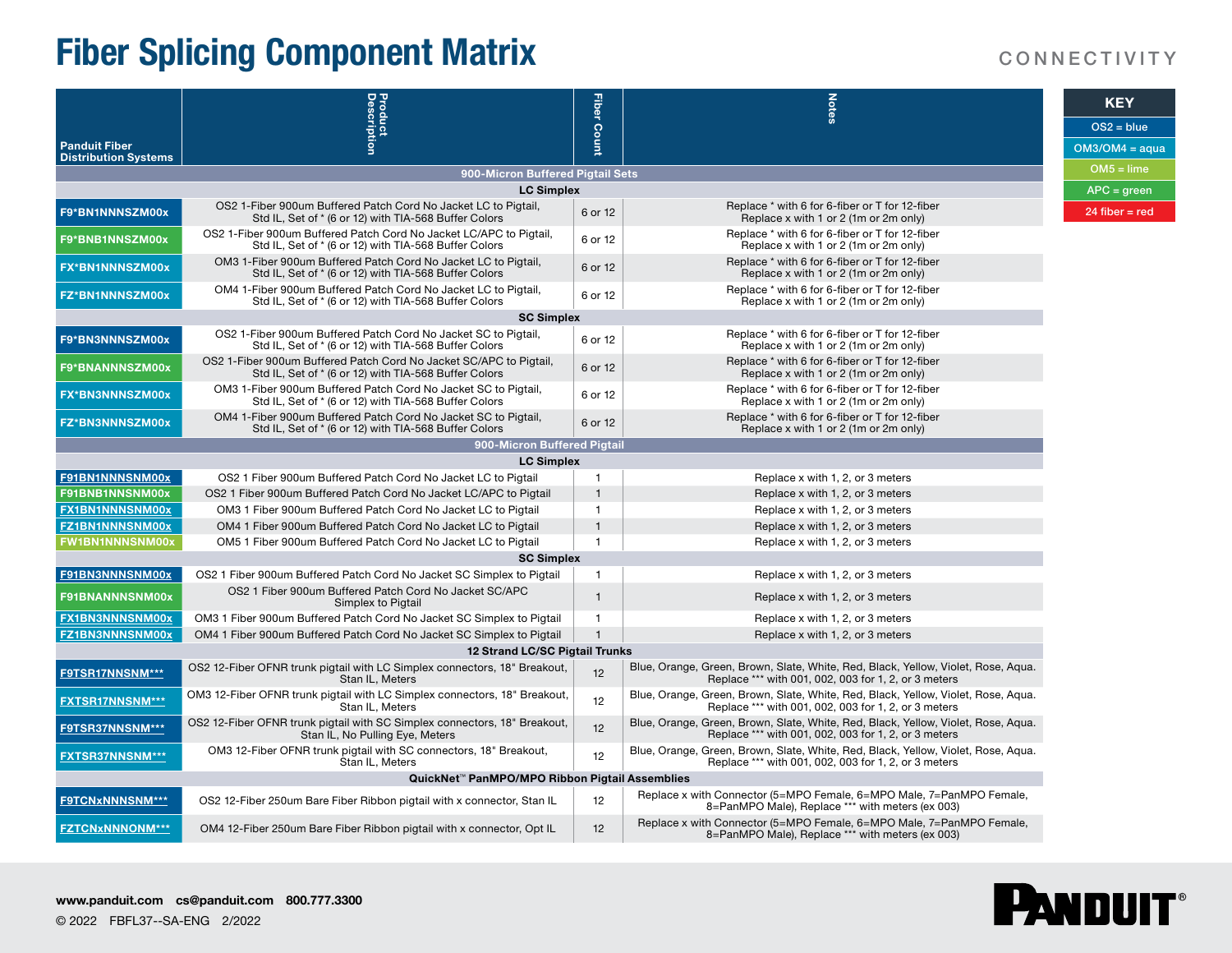# Fiber Splicing Component Matrix

CONNECTIVITY

| Panduit Fiber Distribution Systems | Product Description | Fiber Count | Notes |
|---|---|---|---|
| **900-Micron Buffered Pigtail Sets** | | | |
| **LC Simplex** | | | |
| F9*BN1NNNSZM00x | OS2 1-Fiber 900um Buffered Patch Cord No Jacket LC to Pigtail, Std IL, Set of * (6 or 12) with TIA-568 Buffer Colors | 6 or 12 | Replace * with 6 for 6-fiber or T for 12-fiber Replace x with 1 or 2 (1m or 2m only) |
| F9*BNB1NNSZM00x | OS2 1-Fiber 900um Buffered Patch Cord No Jacket LC/APC to Pigtail, Std IL, Set of * (6 or 12) with TIA-568 Buffer Colors | 6 or 12 | Replace * with 6 for 6-fiber or T for 12-fiber Replace x with 1 or 2 (1m or 2m only) |
| FX*BN1NNNSZM00x | OM3 1-Fiber 900um Buffered Patch Cord No Jacket LC to Pigtail, Std IL, Set of * (6 or 12) with TIA-568 Buffer Colors | 6 or 12 | Replace * with 6 for 6-fiber or T for 12-fiber Replace x with 1 or 2 (1m or 2m only) |
| FZ*BN1NNNSZM00x | OM4 1-Fiber 900um Buffered Patch Cord No Jacket LC to Pigtail, Std IL, Set of * (6 or 12) with TIA-568 Buffer Colors | 6 or 12 | Replace * with 6 for 6-fiber or T for 12-fiber Replace x with 1 or 2 (1m or 2m only) |
| **SC Simplex** | | | |
| F9*BN3NNNSZM00x | OS2 1-Fiber 900um Buffered Patch Cord No Jacket SC to Pigtail, Std IL, Set of * (6 or 12) with TIA-568 Buffer Colors | 6 or 12 | Replace * with 6 for 6-fiber or T for 12-fiber Replace x with 1 or 2 (1m or 2m only) |
| F9*BNANNNSZM00x | OS2 1-Fiber 900um Buffered Patch Cord No Jacket SC/APC to Pigtail, Std IL, Set of * (6 or 12) with TIA-568 Buffer Colors | 6 or 12 | Replace * with 6 for 6-fiber or T for 12-fiber Replace x with 1 or 2 (1m or 2m only) |
| FX*BN3NNNSZM00x | OM3 1-Fiber 900um Buffered Patch Cord No Jacket SC to Pigtail, Std IL, Set of * (6 or 12) with TIA-568 Buffer Colors | 6 or 12 | Replace * with 6 for 6-fiber or T for 12-fiber Replace x with 1 or 2 (1m or 2m only) |
| FZ*BN3NNNSZM00x | OM4 1-Fiber 900um Buffered Patch Cord No Jacket SC to Pigtail, Std IL, Set of * (6 or 12) with TIA-568 Buffer Colors | 6 or 12 | Replace * with 6 for 6-fiber or T for 12-fiber Replace x with 1 or 2 (1m or 2m only) |
| **900-Micron Buffered Pigtail** | | | |
| **LC Simplex** | | | |
| F91BN1NNNSNM00x | OS2 1 Fiber 900um Buffered Patch Cord No Jacket LC to Pigtail | 1 | Replace x with 1, 2, or 3 meters |
| F91BNB1NNSNM00x | OS2 1 Fiber 900um Buffered Patch Cord No Jacket LC/APC to Pigtail | 1 | Replace x with 1, 2, or 3 meters |
| FX1BN1NNNSNM00x | OM3 1 Fiber 900um Buffered Patch Cord No Jacket LC to Pigtail | 1 | Replace x with 1, 2, or 3 meters |
| FZ1BN1NNNSNM00x | OM4 1 Fiber 900um Buffered Patch Cord No Jacket LC to Pigtail | 1 | Replace x with 1, 2, or 3 meters |
| FW1BN1NNNSNM00x | OM5 1 Fiber 900um Buffered Patch Cord No Jacket LC to Pigtail | 1 | Replace x with 1, 2, or 3 meters |
| **SC Simplex** | | | |
| F91BN3NNNSNM00x | OS2 1 Fiber 900um Buffered Patch Cord No Jacket SC Simplex to Pigtail | 1 | Replace x with 1, 2, or 3 meters |
| F91BNANNNSNM00x | OS2 1 Fiber 900um Buffered Patch Cord No Jacket SC/APC Simplex to Pigtail | 1 | Replace x with 1, 2, or 3 meters |
| FX1BN3NNNSNM00x | OM3 1 Fiber 900um Buffered Patch Cord No Jacket SC Simplex to Pigtail | 1 | Replace x with 1, 2, or 3 meters |
| FZ1BN3NNNSNM00x | OM4 1 Fiber 900um Buffered Patch Cord No Jacket SC Simplex to Pigtail | 1 | Replace x with 1, 2, or 3 meters |
| **12 Strand LC/SC Pigtail Trunks** | | | |
| F9TSR17NNSNM*** | OS2 12-Fiber OFNR trunk pigtail with LC Simplex connectors, 18" Breakout, Stan IL, Meters | 12 | Blue, Orange, Green, Brown, Slate, White, Red, Black, Yellow, Violet, Rose, Aqua. Replace *** with 001, 002, 003 for 1, 2, or 3 meters |
| FXTSR17NNSNM*** | OM3 12-Fiber OFNR trunk pigtail with LC Simplex connectors, 18" Breakout, Stan IL, Meters | 12 | Blue, Orange, Green, Brown, Slate, White, Red, Black, Yellow, Violet, Rose, Aqua. Replace *** with 001, 002, 003 for 1, 2, or 3 meters |
| F9TSR37NNSNM*** | OS2 12-Fiber OFNR trunk pigtail with SC Simplex connectors, 18" Breakout, Stan IL, No Pulling Eye, Meters | 12 | Blue, Orange, Green, Brown, Slate, White, Red, Black, Yellow, Violet, Rose, Aqua. Replace *** with 001, 002, 003 for 1, 2, or 3 meters |
| FXTSR37NNSNM*** | OM3 12-Fiber OFNR trunk pigtail with SC connectors, 18" Breakout, Stan IL, Meters | 12 | Blue, Orange, Green, Brown, Slate, White, Red, Black, Yellow, Violet, Rose, Aqua. Replace *** with 001, 002, 003 for 1, 2, or 3 meters |
| **QuickNet™ PanMPO/MPO Ribbon Pigtail Assemblies** | | | |
| F9TCNxNNNSNM*** | OS2 12-Fiber 250um Bare Fiber Ribbon pigtail with x connector, Stan IL | 12 | Replace x with Connector (5=MPO Female, 6=MPO Male, 7=PanMPO Female, 8=PanMPO Male), Replace *** with meters (ex 003) |
| FZTCNxNNNONM*** | OM4 12-Fiber 250um Bare Fiber Ribbon pigtail with x connector, Opt IL | 12 | Replace x with Connector (5=MPO Female, 6=MPO Male, 7=PanMPO Female, 8=PanMPO Male), Replace *** with meters (ex 003) |

| KEY |
|---|
| OS2 = blue |
| OM3/OM4 = aqua |
| OM5 = lime |
| APC = green |
| 24 fiber = red |

www.panduit.com cs@panduit.com 800.777.3300

© 2022 FBFL37--SA-ENG 2/2022

PANDUIT®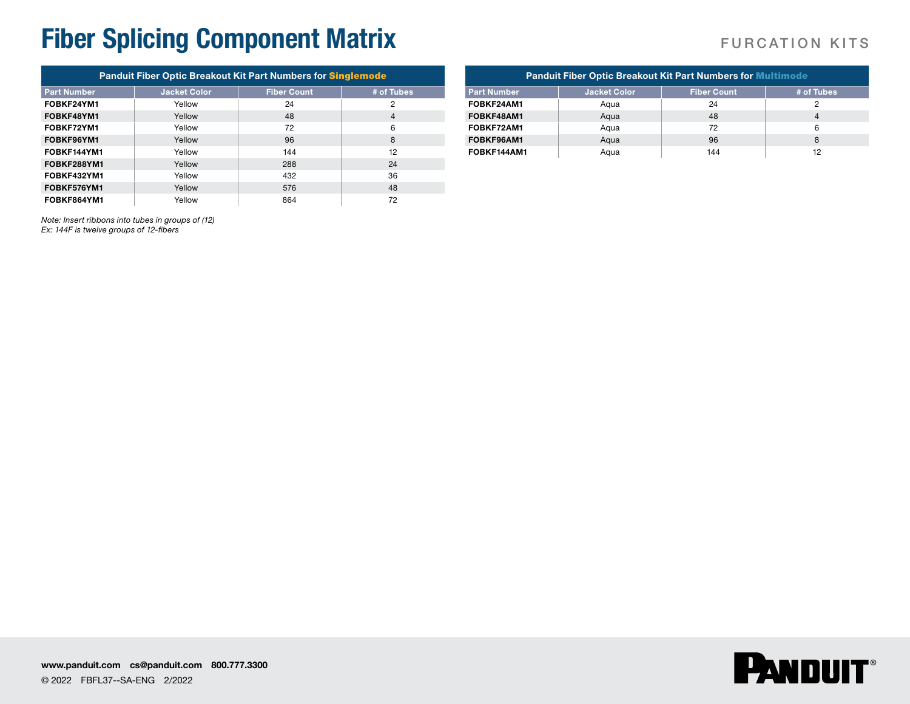# Fiber Splicing Component Matrix

FURCATION KITS

| Panduit Fiber Optic Breakout Kit Part Numbers for Singlemode | | | |
|---|---|---|---|
| **Part Number** | **Jacket Color** | **Fiber Count** | **# of Tubes** |
| **FOBKF24YM1** | Yellow | 24 | 2 |
| **FOBKF48YM1** | Yellow | 48 | 4 |
| **FOBKF72YM1** | Yellow | 72 | 6 |
| **FOBKF96YM1** | Yellow | 96 | 8 |
| **FOBKF144YM1** | Yellow | 144 | 12 |
| **FOBKF288YM1** | Yellow | 288 | 24 |
| **FOBKF432YM1** | Yellow | 432 | 36 |
| **FOBKF576YM1** | Yellow | 576 | 48 |
| **FOBKF864YM1** | Yellow | 864 | 72 |

*Note: Insert ribbons into tubes in groups of (12)*
*Ex: 144F is twelve groups of 12-fibers*

| Panduit Fiber Optic Breakout Kit Part Numbers for Multimode | | | |
|---|---|---|---|
| **Part Number** | **Jacket Color** | **Fiber Count** | **# of Tubes** |
| **FOBKF24AM1** | Aqua | 24 | 2 |
| **FOBKF48AM1** | Aqua | 48 | 4 |
| **FOBKF72AM1** | Aqua | 72 | 6 |
| **FOBKF96AM1** | Aqua | 96 | 8 |
| **FOBKF144AM1** | Aqua | 144 | 12 |

**www.panduit.com cs@panduit.com 800.777.3300**

© 2022 FBFL37--SA-ENG 2/2022